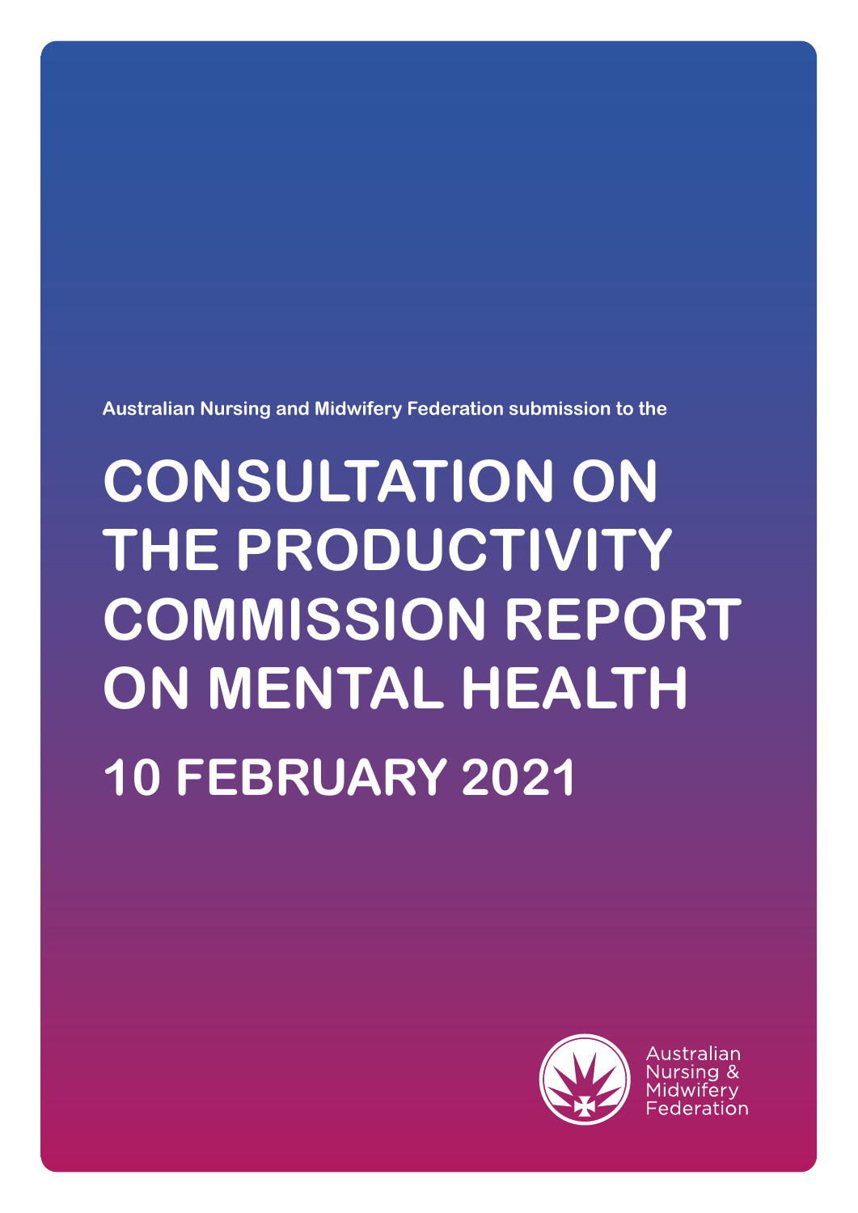Australian Nursing and Midwifery Federation submission to the

# CONSULTATION ON THE PRODUCTIVITY COMMISSION REPORT ON MENTAL HEALTH

## 10 FEBRUARY 2021

Australian Nursing & Midwifery Federation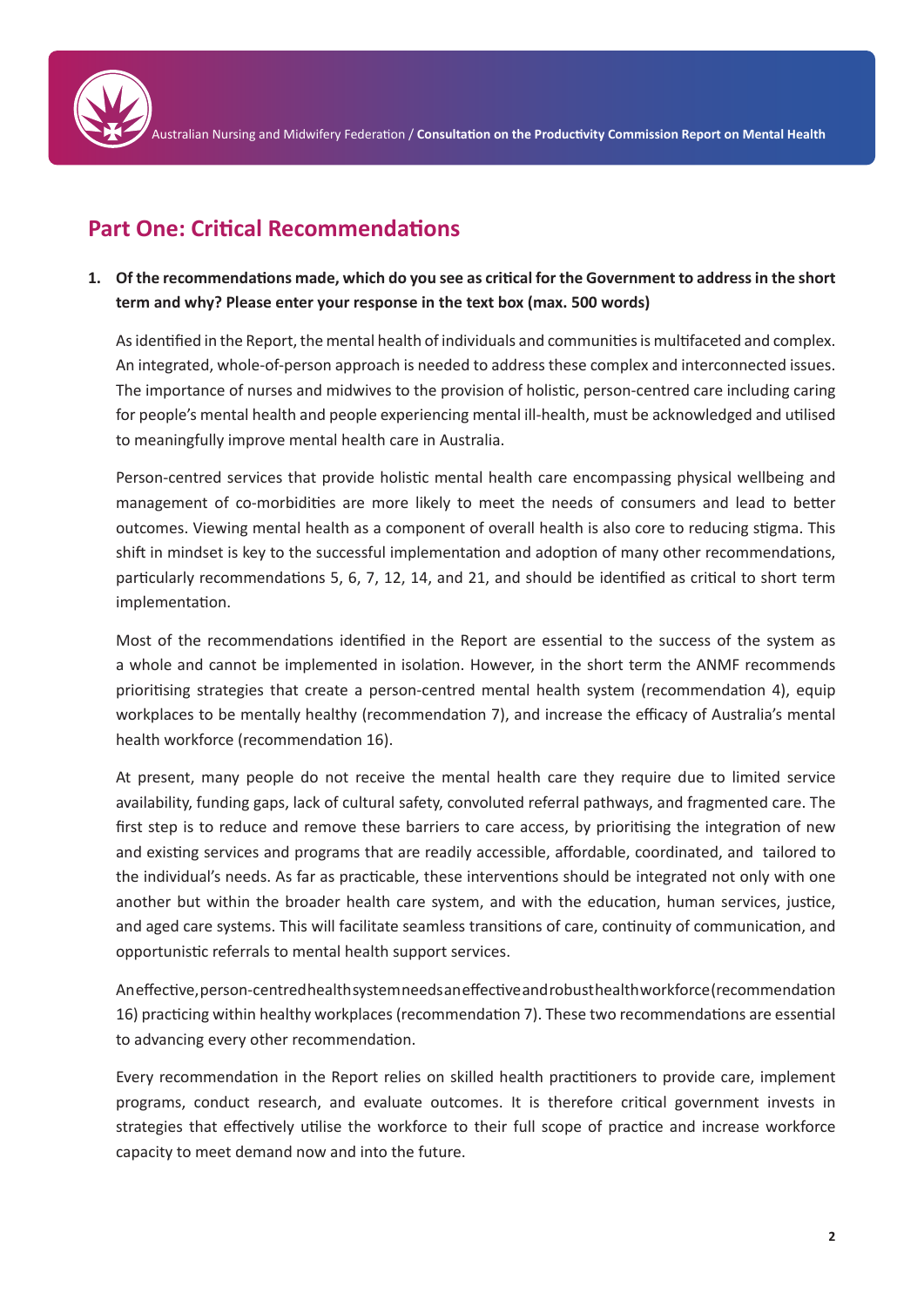## Part One: Critical Recommendations

1. **Of the recommendations made, which do you see as critical for the Government to address in the short term and why? Please enter your response in the text box (max. 500 words)**

As identified in the Report, the mental health of individuals and communities is multifaceted and complex. An integrated, whole-of-person approach is needed to address these complex and interconnected issues. The importance of nurses and midwives to the provision of holistic, person-centred care including caring for people's mental health and people experiencing mental ill-health, must be acknowledged and utilised to meaningfully improve mental health care in Australia.

Person-centred services that provide holistic mental health care encompassing physical wellbeing and management of co-morbidities are more likely to meet the needs of consumers and lead to better outcomes. Viewing mental health as a component of overall health is also core to reducing stigma. This shift in mindset is key to the successful implementation and adoption of many other recommendations, particularly recommendations 5, 6, 7, 12, 14, and 21, and should be identified as critical to short term implementation.

Most of the recommendations identified in the Report are essential to the success of the system as a whole and cannot be implemented in isolation. However, in the short term the ANMF recommends prioritising strategies that create a person-centred mental health system (recommendation 4), equip workplaces to be mentally healthy (recommendation 7), and increase the efficacy of Australia's mental health workforce (recommendation 16).

At present, many people do not receive the mental health care they require due to limited service availability, funding gaps, lack of cultural safety, convoluted referral pathways, and fragmented care. The first step is to reduce and remove these barriers to care access, by prioritising the integration of new and existing services and programs that are readily accessible, affordable, coordinated, and tailored to the individual's needs. As far as practicable, these interventions should be integrated not only with one another but within the broader health care system, and with the education, human services, justice, and aged care systems. This will facilitate seamless transitions of care, continuity of communication, and opportunistic referrals to mental health support services.

An effective, person-centred health system needs an effective and robust health workforce (recommendation 16) practicing within healthy workplaces (recommendation 7). These two recommendations are essential to advancing every other recommendation.

Every recommendation in the Report relies on skilled health practitioners to provide care, implement programs, conduct research, and evaluate outcomes. It is therefore critical government invests in strategies that effectively utilise the workforce to their full scope of practice and increase workforce capacity to meet demand now and into the future.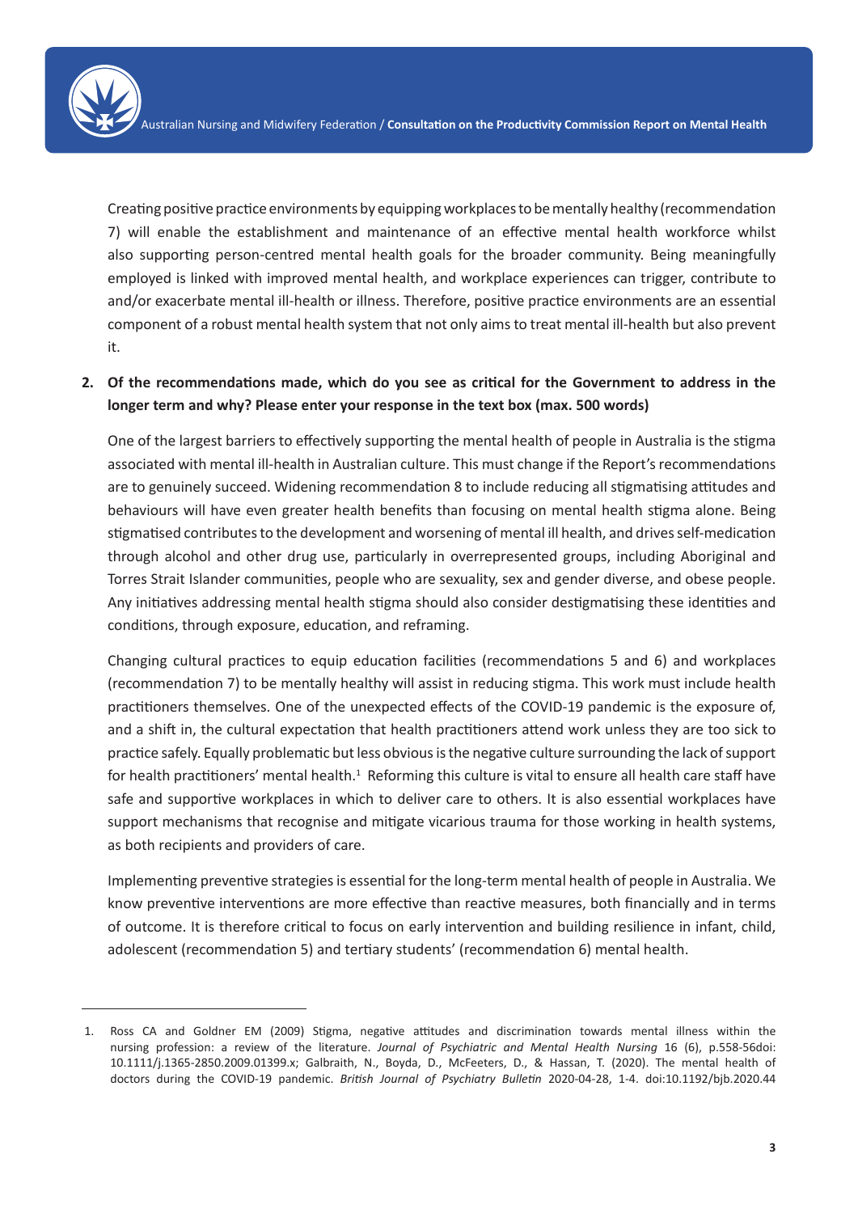Creating positive practice environments by equipping workplaces to be mentally healthy (recommendation 7) will enable the establishment and maintenance of an effective mental health workforce whilst also supporting person-centred mental health goals for the broader community. Being meaningfully employed is linked with improved mental health, and workplace experiences can trigger, contribute to and/or exacerbate mental ill-health or illness. Therefore, positive practice environments are an essential component of a robust mental health system that not only aims to treat mental ill-health but also prevent it.

2. **Of the recommendations made, which do you see as critical for the Government to address in the longer term and why? Please enter your response in the text box (max. 500 words)**

One of the largest barriers to effectively supporting the mental health of people in Australia is the stigma associated with mental ill-health in Australian culture. This must change if the Report's recommendations are to genuinely succeed. Widening recommendation 8 to include reducing all stigmatising attitudes and behaviours will have even greater health benefits than focusing on mental health stigma alone. Being stigmatised contributes to the development and worsening of mental ill health, and drives self-medication through alcohol and other drug use, particularly in overrepresented groups, including Aboriginal and Torres Strait Islander communities, people who are sexuality, sex and gender diverse, and obese people. Any initiatives addressing mental health stigma should also consider destigmatising these identities and conditions, through exposure, education, and reframing.

Changing cultural practices to equip education facilities (recommendations 5 and 6) and workplaces (recommendation 7) to be mentally healthy will assist in reducing stigma. This work must include health practitioners themselves. One of the unexpected effects of the COVID-19 pandemic is the exposure of, and a shift in, the cultural expectation that health practitioners attend work unless they are too sick to practice safely. Equally problematic but less obvious is the negative culture surrounding the lack of support for health practitioners' mental health.[1] Reforming this culture is vital to ensure all health care staff have safe and supportive workplaces in which to deliver care to others. It is also essential workplaces have support mechanisms that recognise and mitigate vicarious trauma for those working in health systems, as both recipients and providers of care.

Implementing preventive strategies is essential for the long-term mental health of people in Australia. We know preventive interventions are more effective than reactive measures, both financially and in terms of outcome. It is therefore critical to focus on early intervention and building resilience in infant, child, adolescent (recommendation 5) and tertiary students' (recommendation 6) mental health.

---

1. Ross CA and Goldner EM (2009) Stigma, negative attitudes and discrimination towards mental illness within the nursing profession: a review of the literature. *Journal of Psychiatric and Mental Health Nursing* 16 (6), p.558-56doi: 10.1111/j.1365-2850.2009.01399.x; Galbraith, N., Boyda, D., McFeeters, D., & Hassan, T. (2020). The mental health of doctors during the COVID-19 pandemic. *British Journal of Psychiatry Bulletin* 2020-04-28, 1-4. doi:10.1192/bjb.2020.44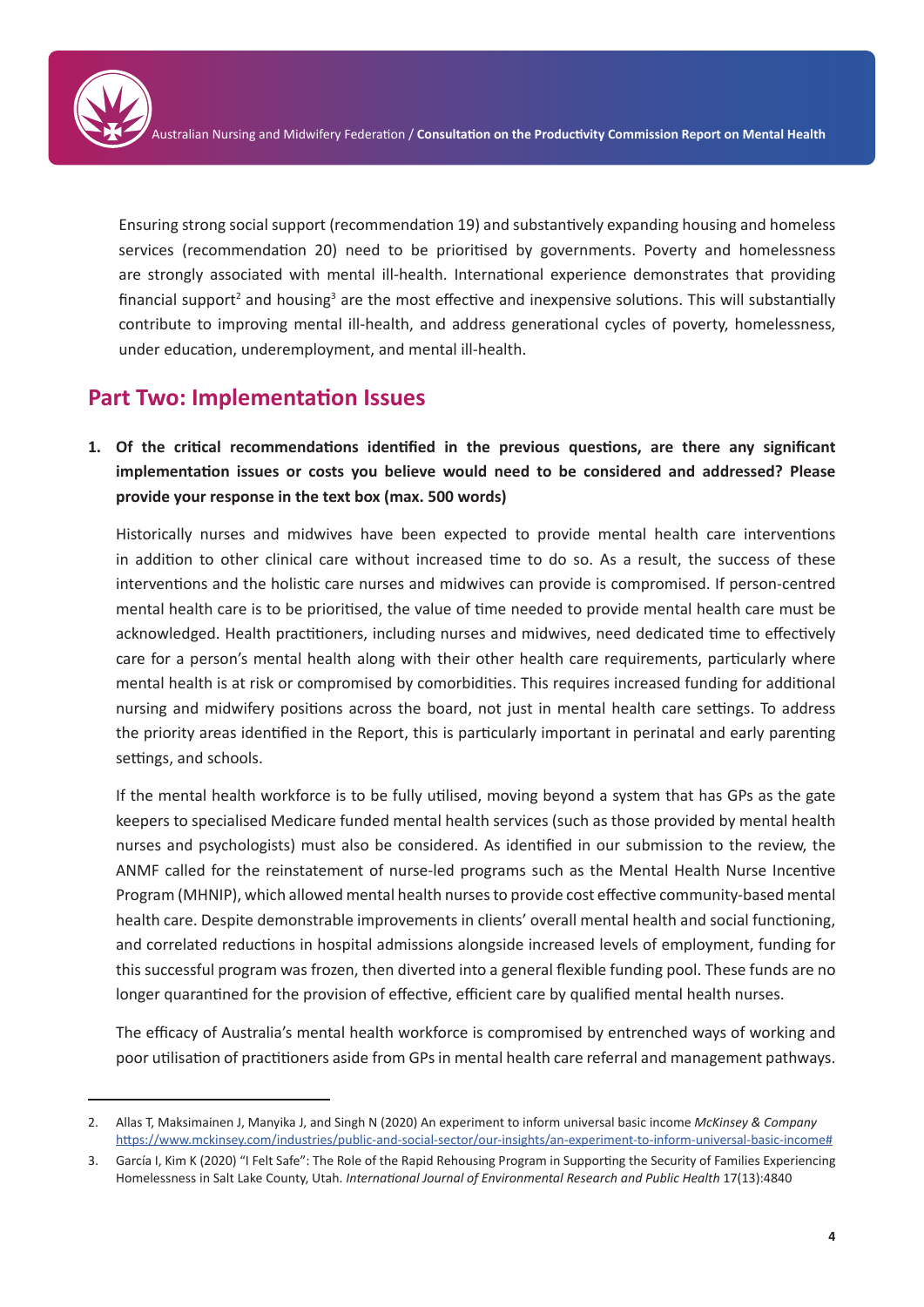Ensuring strong social support (recommendation 19) and substantively expanding housing and homeless services (recommendation 20) need to be prioritised by governments. Poverty and homelessness are strongly associated with mental ill-health. International experience demonstrates that providing financial support[2] and housing[3] are the most effective and inexpensive solutions. This will substantially contribute to improving mental ill-health, and address generational cycles of poverty, homelessness, under education, underemployment, and mental ill-health.

## Part Two: Implementation Issues

**1. Of the critical recommendations identified in the previous questions, are there any significant implementation issues or costs you believe would need to be considered and addressed? Please provide your response in the text box (max. 500 words)**

Historically nurses and midwives have been expected to provide mental health care interventions in addition to other clinical care without increased time to do so. As a result, the success of these interventions and the holistic care nurses and midwives can provide is compromised. If person-centred mental health care is to be prioritised, the value of time needed to provide mental health care must be acknowledged. Health practitioners, including nurses and midwives, need dedicated time to effectively care for a person's mental health along with their other health care requirements, particularly where mental health is at risk or compromised by comorbidities. This requires increased funding for additional nursing and midwifery positions across the board, not just in mental health care settings. To address the priority areas identified in the Report, this is particularly important in perinatal and early parenting settings, and schools.

If the mental health workforce is to be fully utilised, moving beyond a system that has GPs as the gate keepers to specialised Medicare funded mental health services (such as those provided by mental health nurses and psychologists) must also be considered. As identified in our submission to the review, the ANMF called for the reinstatement of nurse-led programs such as the Mental Health Nurse Incentive Program (MHNIP), which allowed mental health nurses to provide cost effective community-based mental health care. Despite demonstrable improvements in clients' overall mental health and social functioning, and correlated reductions in hospital admissions alongside increased levels of employment, funding for this successful program was frozen, then diverted into a general flexible funding pool. These funds are no longer quarantined for the provision of effective, efficient care by qualified mental health nurses.

The efficacy of Australia's mental health workforce is compromised by entrenched ways of working and poor utilisation of practitioners aside from GPs in mental health care referral and management pathways.

---

2. Allas T, Maksimainen J, Manyika J, and Singh N (2020) An experiment to inform universal basic income *McKinsey & Company* https://www.mckinsey.com/industries/public-and-social-sector/our-insights/an-experiment-to-inform-universal-basic-income#

3. García I, Kim K (2020) "I Felt Safe": The Role of the Rapid Rehousing Program in Supporting the Security of Families Experiencing Homelessness in Salt Lake County, Utah. *International Journal of Environmental Research and Public Health* 17(13):4840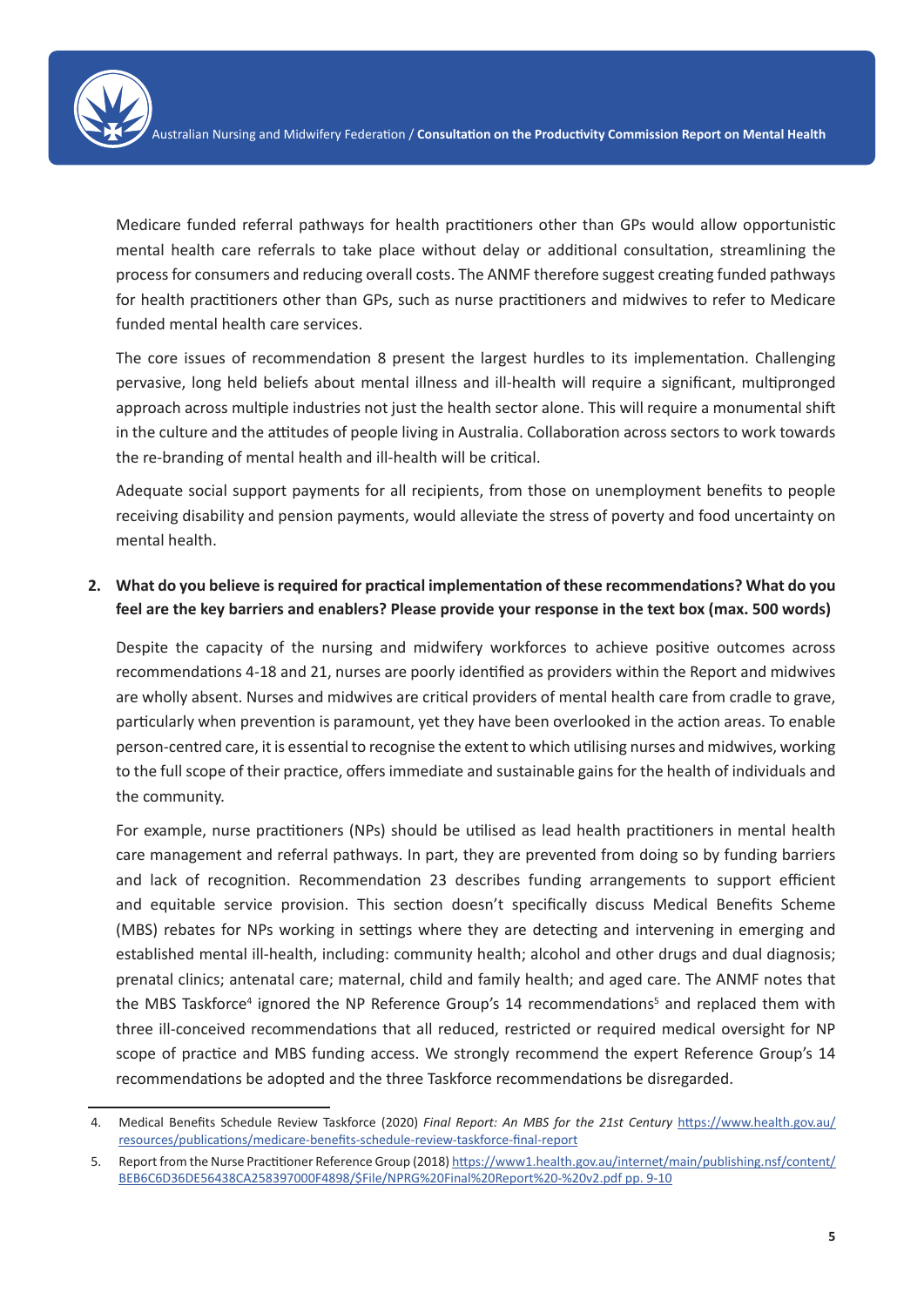Medicare funded referral pathways for health practitioners other than GPs would allow opportunistic mental health care referrals to take place without delay or additional consultation, streamlining the process for consumers and reducing overall costs. The ANMF therefore suggest creating funded pathways for health practitioners other than GPs, such as nurse practitioners and midwives to refer to Medicare funded mental health care services.

The core issues of recommendation 8 present the largest hurdles to its implementation. Challenging pervasive, long held beliefs about mental illness and ill-health will require a significant, multipronged approach across multiple industries not just the health sector alone. This will require a monumental shift in the culture and the attitudes of people living in Australia. Collaboration across sectors to work towards the re-branding of mental health and ill-health will be critical.

Adequate social support payments for all recipients, from those on unemployment benefits to people receiving disability and pension payments, would alleviate the stress of poverty and food uncertainty on mental health.

**2. What do you believe is required for practical implementation of these recommendations? What do you feel are the key barriers and enablers? Please provide your response in the text box (max. 500 words)**

Despite the capacity of the nursing and midwifery workforces to achieve positive outcomes across recommendations 4-18 and 21, nurses are poorly identified as providers within the Report and midwives are wholly absent. Nurses and midwives are critical providers of mental health care from cradle to grave, particularly when prevention is paramount, yet they have been overlooked in the action areas. To enable person-centred care, it is essential to recognise the extent to which utilising nurses and midwives, working to the full scope of their practice, offers immediate and sustainable gains for the health of individuals and the community.

For example, nurse practitioners (NPs) should be utilised as lead health practitioners in mental health care management and referral pathways. In part, they are prevented from doing so by funding barriers and lack of recognition. Recommendation 23 describes funding arrangements to support efficient and equitable service provision. This section doesn't specifically discuss Medical Benefits Scheme (MBS) rebates for NPs working in settings where they are detecting and intervening in emerging and established mental ill-health, including: community health; alcohol and other drugs and dual diagnosis; prenatal clinics; antenatal care; maternal, child and family health; and aged care. The ANMF notes that the MBS Taskforce[4] ignored the NP Reference Group's 14 recommendations[5] and replaced them with three ill-conceived recommendations that all reduced, restricted or required medical oversight for NP scope of practice and MBS funding access. We strongly recommend the expert Reference Group's 14 recommendations be adopted and the three Taskforce recommendations be disregarded.

---

4. Medical Benefits Schedule Review Taskforce (2020) *Final Report: An MBS for the 21st Century* https://www.health.gov.au/resources/publications/medicare-benefits-schedule-review-taskforce-final-report

5. Report from the Nurse Practitioner Reference Group (2018) https://www1.health.gov.au/internet/main/publishing.nsf/content/BEB6C6D36DE56438CA258397000F4898/$File/NPRG%20Final%20Report%20-%20v2.pdf pp. 9-10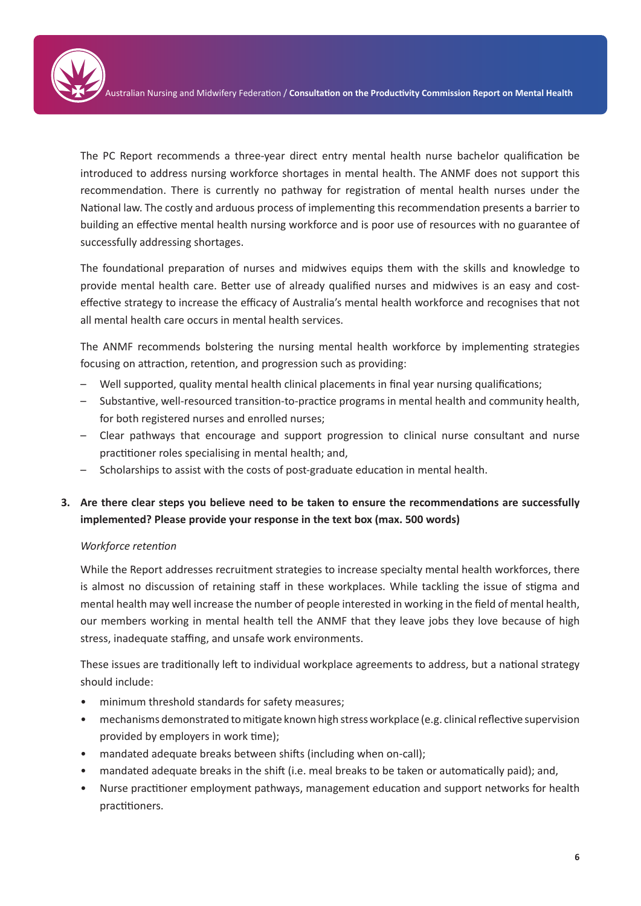The PC Report recommends a three-year direct entry mental health nurse bachelor qualification be introduced to address nursing workforce shortages in mental health. The ANMF does not support this recommendation. There is currently no pathway for registration of mental health nurses under the National law. The costly and arduous process of implementing this recommendation presents a barrier to building an effective mental health nursing workforce and is poor use of resources with no guarantee of successfully addressing shortages.

The foundational preparation of nurses and midwives equips them with the skills and knowledge to provide mental health care. Better use of already qualified nurses and midwives is an easy and cost-effective strategy to increase the efficacy of Australia's mental health workforce and recognises that not all mental health care occurs in mental health services.

The ANMF recommends bolstering the nursing mental health workforce by implementing strategies focusing on attraction, retention, and progression such as providing:

- Well supported, quality mental health clinical placements in final year nursing qualifications;
- Substantive, well-resourced transition-to-practice programs in mental health and community health, for both registered nurses and enrolled nurses;
- Clear pathways that encourage and support progression to clinical nurse consultant and nurse practitioner roles specialising in mental health; and,
- Scholarships to assist with the costs of post-graduate education in mental health.

**3. Are there clear steps you believe need to be taken to ensure the recommendations are successfully implemented? Please provide your response in the text box (max. 500 words)**

*Workforce retention*

While the Report addresses recruitment strategies to increase specialty mental health workforces, there is almost no discussion of retaining staff in these workplaces. While tackling the issue of stigma and mental health may well increase the number of people interested in working in the field of mental health, our members working in mental health tell the ANMF that they leave jobs they love because of high stress, inadequate staffing, and unsafe work environments.

These issues are traditionally left to individual workplace agreements to address, but a national strategy should include:

- minimum threshold standards for safety measures;
- mechanisms demonstrated to mitigate known high stress workplace (e.g. clinical reflective supervision provided by employers in work time);
- mandated adequate breaks between shifts (including when on-call);
- mandated adequate breaks in the shift (i.e. meal breaks to be taken or automatically paid); and,
- Nurse practitioner employment pathways, management education and support networks for health practitioners.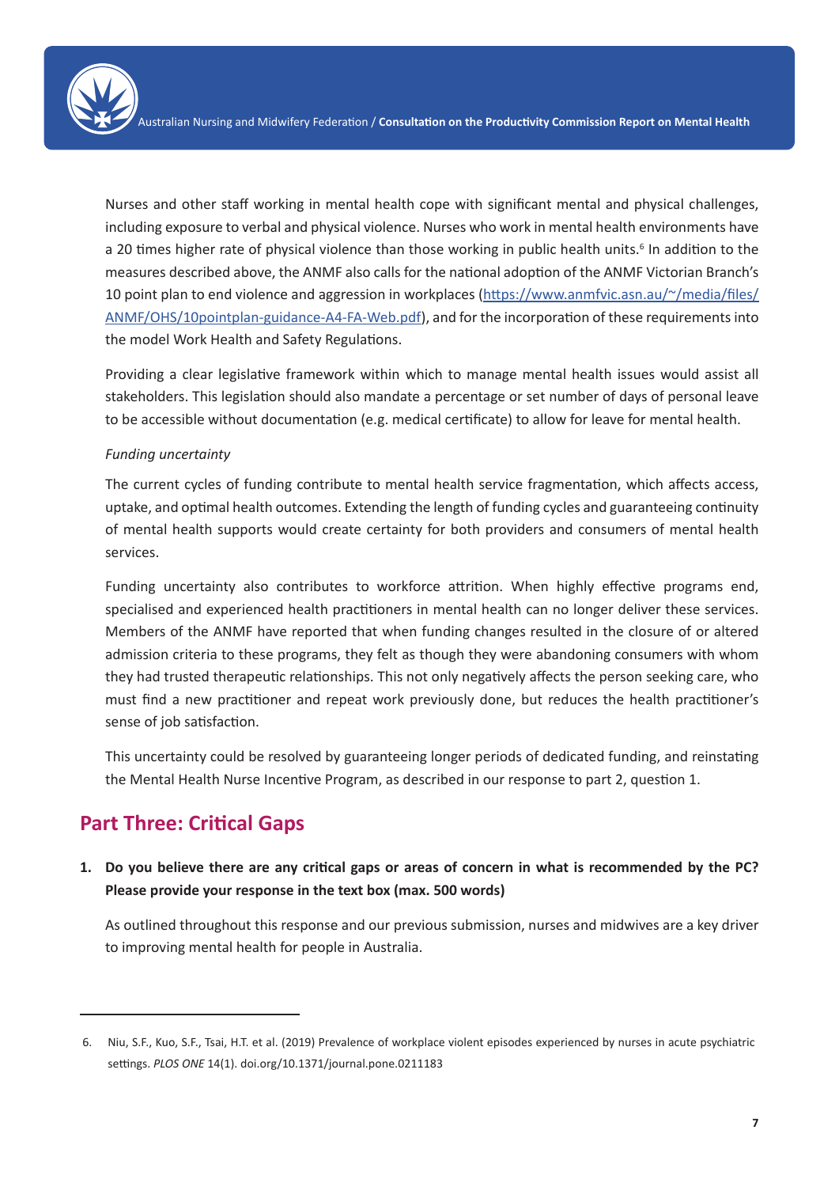Nurses and other staff working in mental health cope with significant mental and physical challenges, including exposure to verbal and physical violence. Nurses who work in mental health environments have a 20 times higher rate of physical violence than those working in public health units.[6] In addition to the measures described above, the ANMF also calls for the national adoption of the ANMF Victorian Branch's 10 point plan to end violence and aggression in workplaces (https://www.anmfvic.asn.au/~/media/files/ANMF/OHS/10pointplan-guidance-A4-FA-Web.pdf), and for the incorporation of these requirements into the model Work Health and Safety Regulations.

Providing a clear legislative framework within which to manage mental health issues would assist all stakeholders. This legislation should also mandate a percentage or set number of days of personal leave to be accessible without documentation (e.g. medical certificate) to allow for leave for mental health.

*Funding uncertainty*

The current cycles of funding contribute to mental health service fragmentation, which affects access, uptake, and optimal health outcomes. Extending the length of funding cycles and guaranteeing continuity of mental health supports would create certainty for both providers and consumers of mental health services.

Funding uncertainty also contributes to workforce attrition. When highly effective programs end, specialised and experienced health practitioners in mental health can no longer deliver these services. Members of the ANMF have reported that when funding changes resulted in the closure of or altered admission criteria to these programs, they felt as though they were abandoning consumers with whom they had trusted therapeutic relationships. This not only negatively affects the person seeking care, who must find a new practitioner and repeat work previously done, but reduces the health practitioner's sense of job satisfaction.

This uncertainty could be resolved by guaranteeing longer periods of dedicated funding, and reinstating the Mental Health Nurse Incentive Program, as described in our response to part 2, question 1.

## Part Three: Critical Gaps

1. **Do you believe there are any critical gaps or areas of concern in what is recommended by the PC? Please provide your response in the text box (max. 500 words)**

   As outlined throughout this response and our previous submission, nurses and midwives are a key driver to improving mental health for people in Australia.

---

6. Niu, S.F., Kuo, S.F., Tsai, H.T. et al. (2019) Prevalence of workplace violent episodes experienced by nurses in acute psychiatric settings. *PLOS ONE* 14(1). doi.org/10.1371/journal.pone.0211183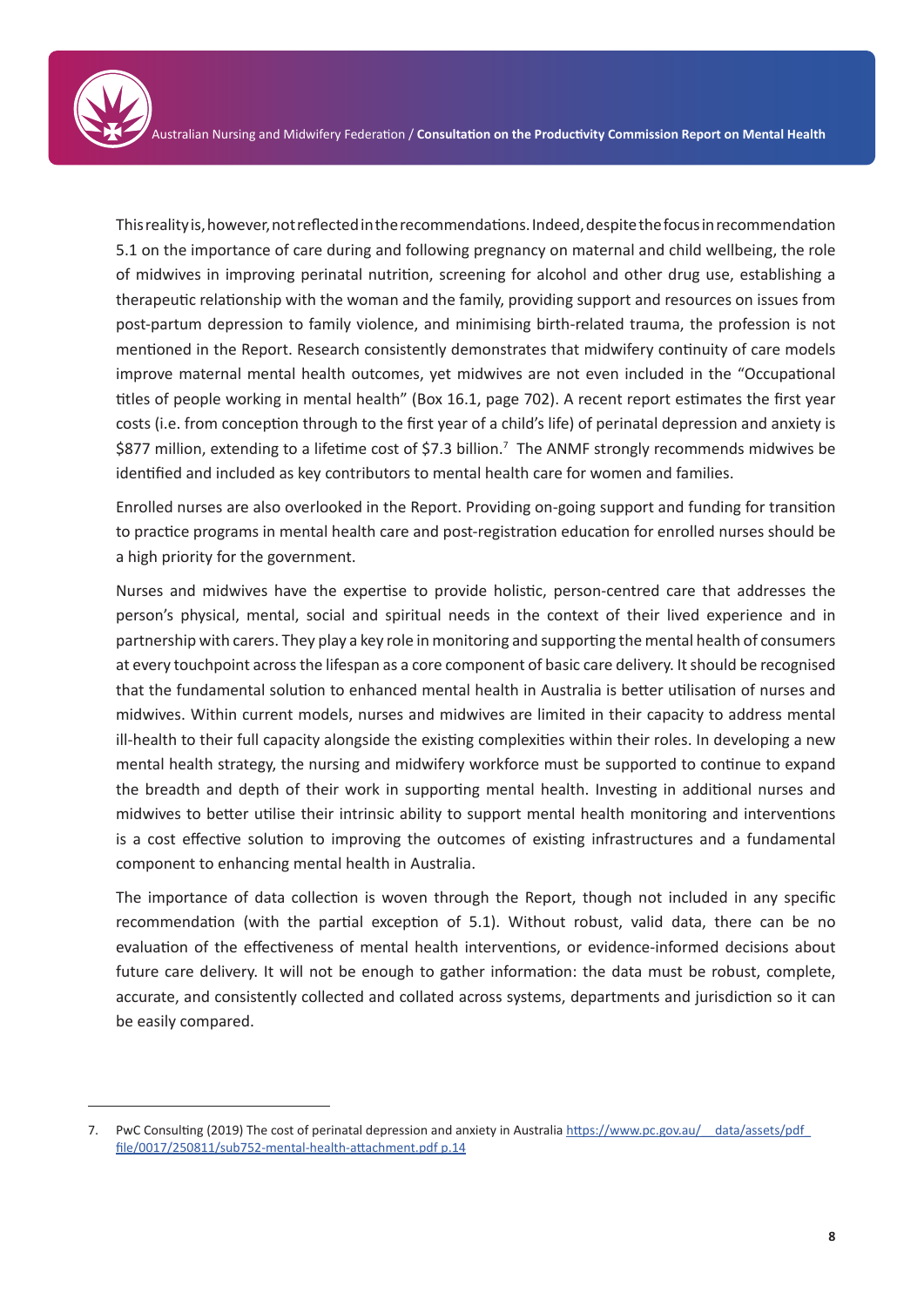This reality is, however, not reflected in the recommendations. Indeed, despite the focus in recommendation 5.1 on the importance of care during and following pregnancy on maternal and child wellbeing, the role of midwives in improving perinatal nutrition, screening for alcohol and other drug use, establishing a therapeutic relationship with the woman and the family, providing support and resources on issues from post-partum depression to family violence, and minimising birth-related trauma, the profession is not mentioned in the Report. Research consistently demonstrates that midwifery continuity of care models improve maternal mental health outcomes, yet midwives are not even included in the "Occupational titles of people working in mental health" (Box 16.1, page 702). A recent report estimates the first year costs (i.e. from conception through to the first year of a child's life) of perinatal depression and anxiety is $877 million, extending to a lifetime cost of $7.3 billion.[7] The ANMF strongly recommends midwives be identified and included as key contributors to mental health care for women and families.

Enrolled nurses are also overlooked in the Report. Providing on-going support and funding for transition to practice programs in mental health care and post-registration education for enrolled nurses should be a high priority for the government.

Nurses and midwives have the expertise to provide holistic, person-centred care that addresses the person's physical, mental, social and spiritual needs in the context of their lived experience and in partnership with carers. They play a key role in monitoring and supporting the mental health of consumers at every touchpoint across the lifespan as a core component of basic care delivery. It should be recognised that the fundamental solution to enhanced mental health in Australia is better utilisation of nurses and midwives. Within current models, nurses and midwives are limited in their capacity to address mental ill-health to their full capacity alongside the existing complexities within their roles. In developing a new mental health strategy, the nursing and midwifery workforce must be supported to continue to expand the breadth and depth of their work in supporting mental health. Investing in additional nurses and midwives to better utilise their intrinsic ability to support mental health monitoring and interventions is a cost effective solution to improving the outcomes of existing infrastructures and a fundamental component to enhancing mental health in Australia.

The importance of data collection is woven through the Report, though not included in any specific recommendation (with the partial exception of 5.1). Without robust, valid data, there can be no evaluation of the effectiveness of mental health interventions, or evidence-informed decisions about future care delivery. It will not be enough to gather information: the data must be robust, complete, accurate, and consistently collected and collated across systems, departments and jurisdiction so it can be easily compared.

---

7. PwC Consulting (2019) The cost of perinatal depression and anxiety in Australia https://www.pc.gov.au/__data/assets/pdf_file/0017/250811/sub752-mental-health-attachment.pdf p.14